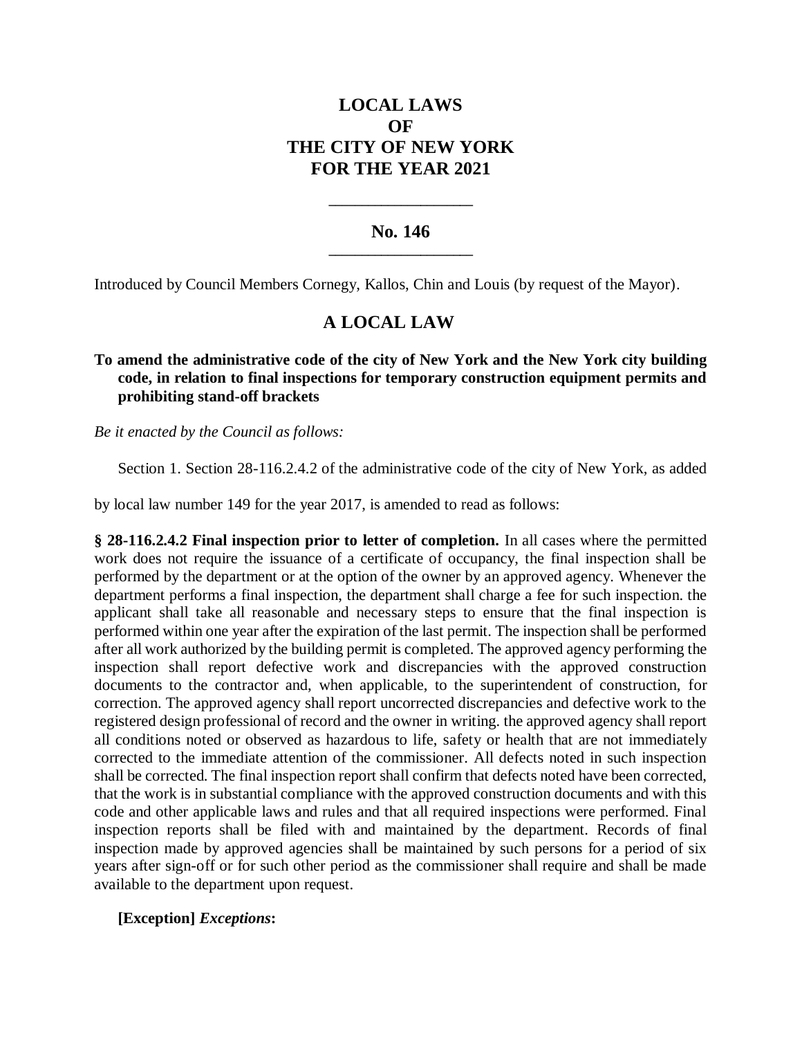# LOCAL LAWS
# OF
# THE CITY OF NEW YORK
# FOR THE YEAR 2021

---

## No. 146

---

Introduced by Council Members Cornegy, Kallos, Chin and Louis (by request of the Mayor).

## A LOCAL LAW

**To amend the administrative code of the city of New York and the New York city building code, in relation to final inspections for temporary construction equipment permits and prohibiting stand-off brackets**

*Be it enacted by the Council as follows:*

Section 1. Section 28-116.2.4.2 of the administrative code of the city of New York, as added by local law number 149 for the year 2017, is amended to read as follows:

**§ 28-116.2.4.2 Final inspection prior to letter of completion.** In all cases where the permitted work does not require the issuance of a certificate of occupancy, the final inspection shall be performed by the department or at the option of the owner by an approved agency. Whenever the department performs a final inspection, the department shall charge a fee for such inspection. the applicant shall take all reasonable and necessary steps to ensure that the final inspection is performed within one year after the expiration of the last permit. The inspection shall be performed after all work authorized by the building permit is completed. The approved agency performing the inspection shall report defective work and discrepancies with the approved construction documents to the contractor and, when applicable, to the superintendent of construction, for correction. The approved agency shall report uncorrected discrepancies and defective work to the registered design professional of record and the owner in writing. the approved agency shall report all conditions noted or observed as hazardous to life, safety or health that are not immediately corrected to the immediate attention of the commissioner. All defects noted in such inspection shall be corrected. The final inspection report shall confirm that defects noted have been corrected, that the work is in substantial compliance with the approved construction documents and with this code and other applicable laws and rules and that all required inspections were performed. Final inspection reports shall be filed with and maintained by the department. Records of final inspection made by approved agencies shall be maintained by such persons for a period of six years after sign-off or for such other period as the commissioner shall require and shall be made available to the department upon request.

**[Exception]** ***Exceptions*****:**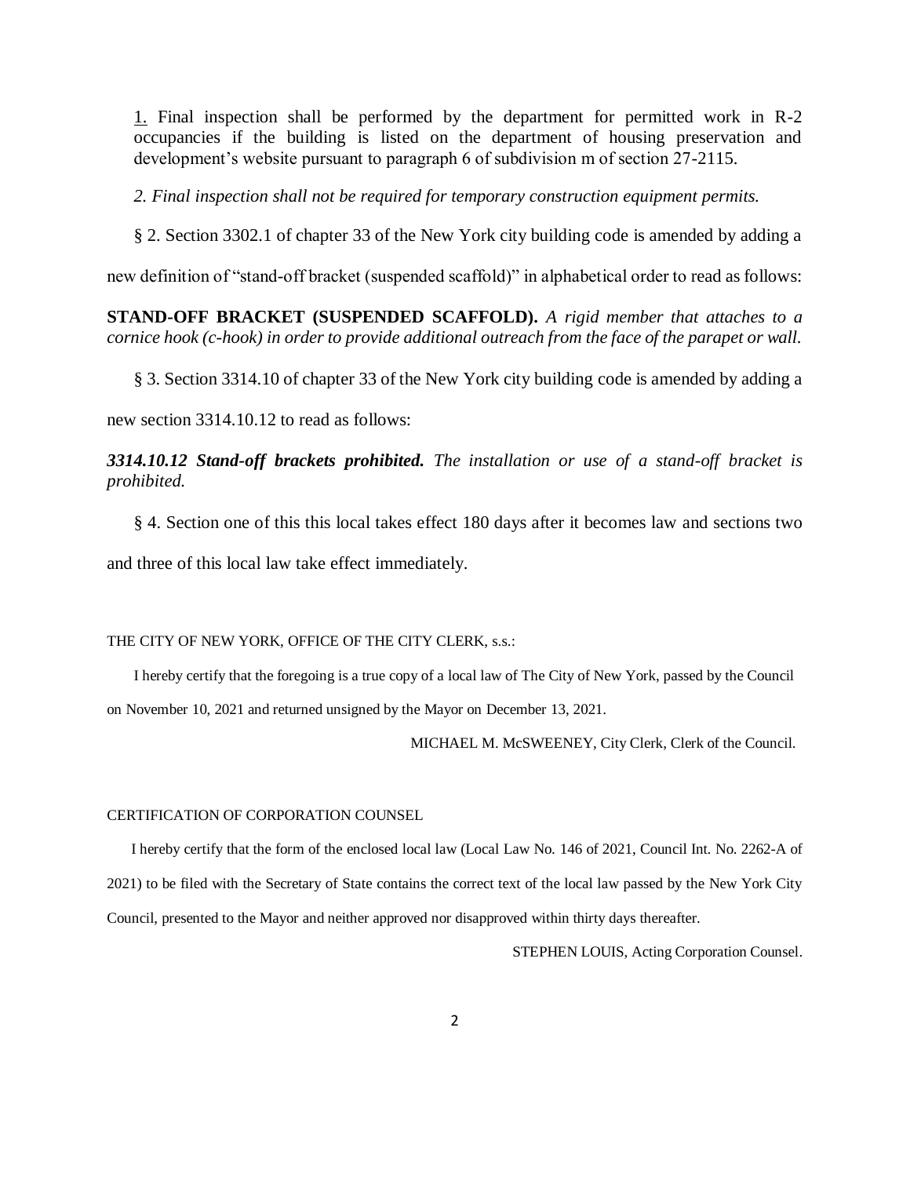1. Final inspection shall be performed by the department for permitted work in R-2 occupancies if the building is listed on the department of housing preservation and development's website pursuant to paragraph 6 of subdivision m of section 27-2115.

*2. Final inspection shall not be required for temporary construction equipment permits.*

§ 2. Section 3302.1 of chapter 33 of the New York city building code is amended by adding a new definition of "stand-off bracket (suspended scaffold)" in alphabetical order to read as follows:

**STAND-OFF BRACKET (SUSPENDED SCAFFOLD).** *A rigid member that attaches to a cornice hook (c-hook) in order to provide additional outreach from the face of the parapet or wall.*

§ 3. Section 3314.10 of chapter 33 of the New York city building code is amended by adding a new section 3314.10.12 to read as follows:

***3314.10.12 Stand-off brackets prohibited.*** *The installation or use of a stand-off bracket is prohibited.*

§ 4. Section one of this this local takes effect 180 days after it becomes law and sections two and three of this local law take effect immediately.

THE CITY OF NEW YORK, OFFICE OF THE CITY CLERK, s.s.:

I hereby certify that the foregoing is a true copy of a local law of The City of New York, passed by the Council on November 10, 2021 and returned unsigned by the Mayor on December 13, 2021.

MICHAEL M. McSWEENEY, City Clerk, Clerk of the Council.

CERTIFICATION OF CORPORATION COUNSEL

I hereby certify that the form of the enclosed local law (Local Law No. 146 of 2021, Council Int. No. 2262-A of 2021) to be filed with the Secretary of State contains the correct text of the local law passed by the New York City Council, presented to the Mayor and neither approved nor disapproved within thirty days thereafter.

STEPHEN LOUIS, Acting Corporation Counsel.